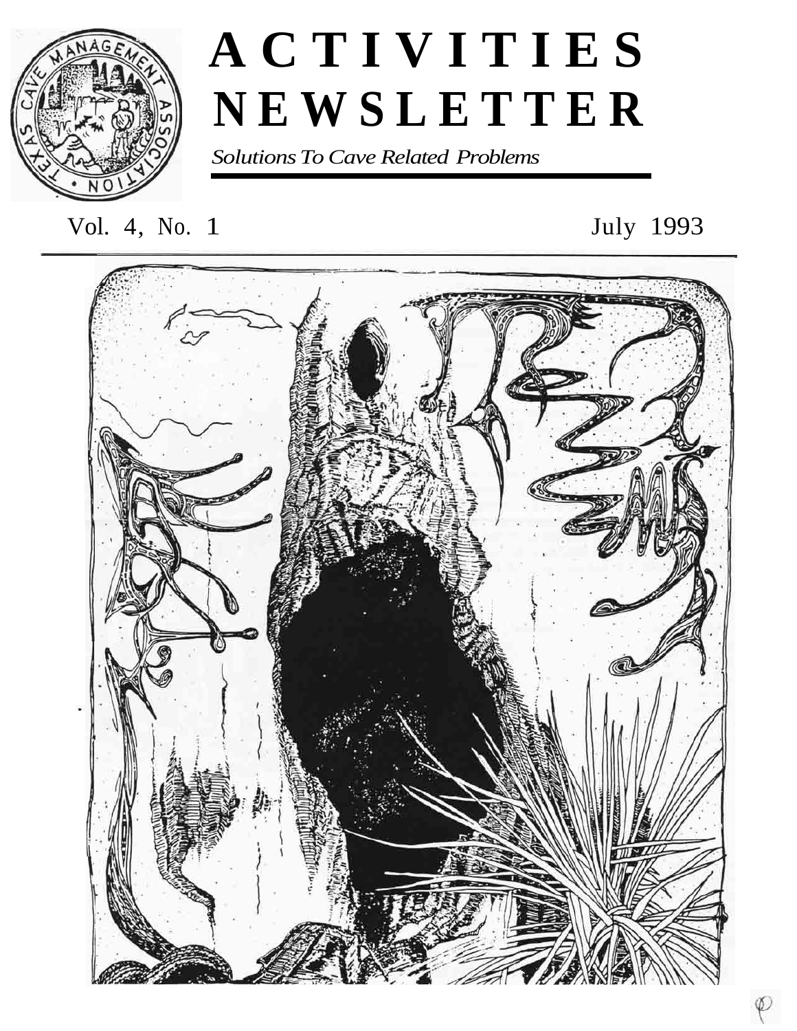# ACTIVITIES NEWSLETTER

*Solutions To Cave Related Problems*

Vol. 4, No. 1

July 1993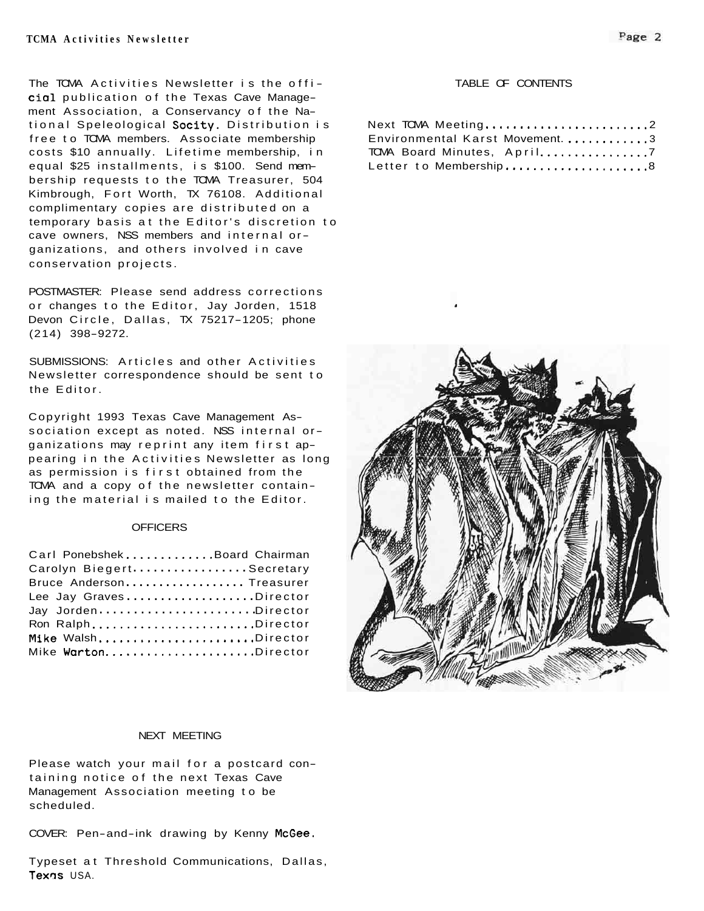The TCMA Activities Newsletter is the official publication of the Texas Cave Management Association, a Conservancy of the National Speleological Socity. Distribution is free to TCMA members. Associate membership costs $10 annually. Lifetime membership, in equal $25 installments, is $100. Send membership requests to the TCMA Treasurer, 504 Kimbrough, Fort Worth, TX 76108. Additional complimentary copies are distributed on a temporary basis at the Editor's discretion to cave owners, NSS members and internal organizations, and others involved in cave conservation projects.

POSTMASTER: Please send address corrections or changes to the Editor, Jay Jorden, 1518 Devon Circle, Dallas, TX 75217-1205; phone (214) 398-9272.

SUBMISSIONS: Articles and other Activities Newsletter correspondence should be sent to the Editor.

Copyright 1993 Texas Cave Management Association except as noted. NSS internal organizations may reprint any item first appearing in the Activities Newsletter as long as permission is first obtained from the TCMA and a copy of the newsletter containing the material is mailed to the Editor.

## OFFICERS

Carl Ponebshek.............Board Chairman
Carolyn Biegert.................Secretary
Bruce Anderson.................. Treasurer
Lee Jay Graves...................Director
Jay Jorden.......................Director
Ron Ralph........................Director
Mike Walsh.......................Director
Mike Warton......................Director

## NEXT MEETING

Please watch your mail for a postcard containing notice of the next Texas Cave Management Association meeting to be scheduled.

COVER: Pen-and-ink drawing by Kenny McGee.

Typeset at Threshold Communications, Dallas, Texas USA.

## TABLE OF CONTENTS

Next TCMA Meeting........................2
Environmental Karst Movement............3
TCMA Board Minutes, April................7
Letter to Membership.....................8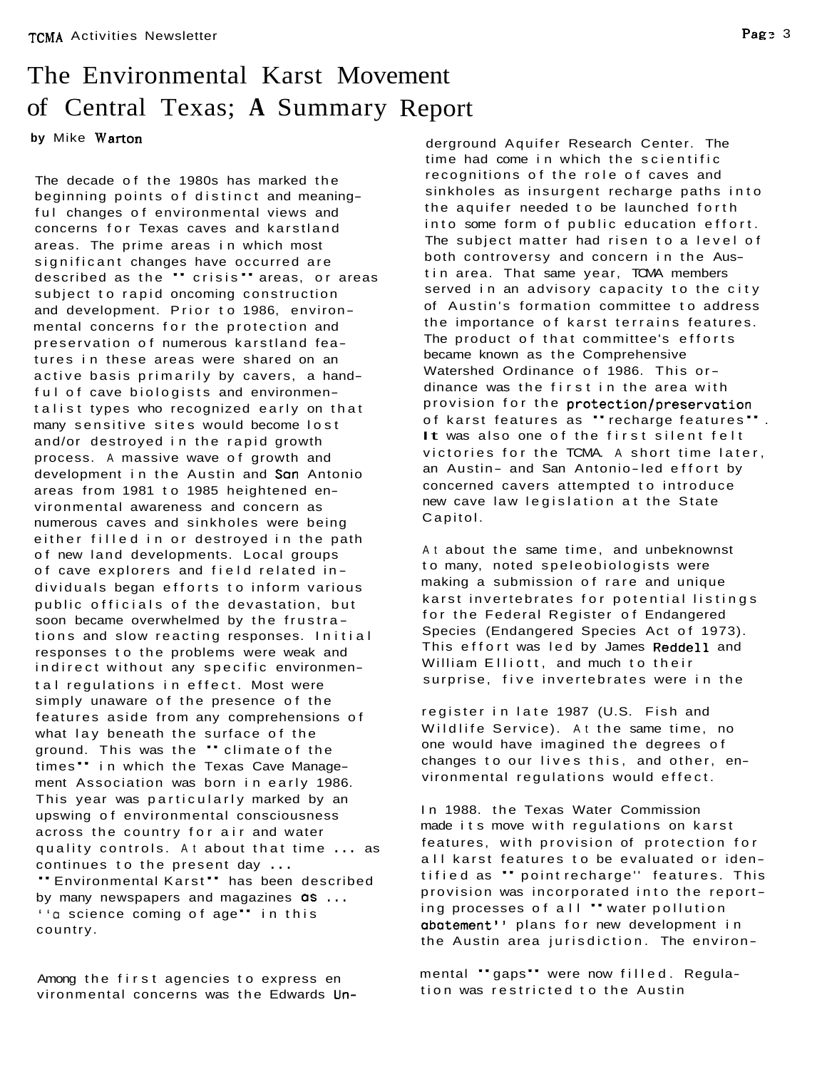// Omit running header "TCMA Activities Newsletter" and page number.
# The Environmental Karst Movement of Central Texas; A Summary Report

**by** Mike Warton

The decade of the 1980s has marked the beginning points of distinct and meaningful changes of environmental views and concerns for Texas caves and karstland areas. The prime areas in which most significant changes have occurred are described as the "crisis" areas, or areas subject to rapid oncoming construction and development. Prior to 1986, environmental concerns for the protection and preservation of numerous karstland features in these areas were shared on an active basis primarily by cavers, a handful of cave biologists and environmentalist types who recognized early on that many sensitive sites would become lost and/or destroyed in the rapid growth process. A massive wave of growth and development in the Austin and San Antonio areas from 1981 to 1985 heightened environmental awareness and concern as numerous caves and sinkholes were being either filled in or destroyed in the path of new land developments. Local groups of cave explorers and field related individuals began efforts to inform various public officials of the devastation, but soon became overwhelmed by the frustrations and slow reacting responses. Initial responses to the problems were weak and indirect without any specific environmental regulations in effect. Most were simply unaware of the presence of the features aside from any comprehensions of what lay beneath the surface of the ground. This was the "climate of the times" in which the Texas Cave Management Association was born in early 1986. This year was particularly marked by an upswing of environmental consciousness across the country for air and water quality controls. At about that time ... as continues to the present day ... "Environmental Karst" has been described by many newspapers and magazines as ... "a science coming of age" in this country.

Among the first agencies to express environmental concerns was the Edwards Underground Aquifer Research Center. The time had come in which the scientific recognitions of the role of caves and sinkholes as insurgent recharge paths into the aquifer needed to be launched forth into some form of public education effort. The subject matter had risen to a level of both controversy and concern in the Austin area. That same year, TCMA members served in an advisory capacity to the city of Austin's formation committee to address the importance of karst terrains features. The product of that committee's efforts became known as the Comprehensive Watershed Ordinance of 1986. This ordinance was the first in the area with provision for the protection/preservation of karst features as "recharge features". It was also one of the first silent felt victories for the TCMA. A short time later, an Austin- and San Antonio-led effort by concerned cavers attempted to introduce new cave law legislation at the State Capitol.

At about the same time, and unbeknownst to many, noted speleobiologists were making a submission of rare and unique karst invertebrates for potential listings for the Federal Register of Endangered Species (Endangered Species Act of 1973). This effort was led by James Reddell and William Elliott, and much to their surprise, five invertebrates were in the register in late 1987 (U.S. Fish and Wildlife Service). At the same time, no one would have imagined the degrees of changes to our lives this, and other, environmental regulations would effect.

In 1988. the Texas Water Commission made its move with regulations on karst features, with provision of protection for all karst features to be evaluated or identified as "point recharge" features. This provision was incorporated into the reporting processes of all "water pollution abatement" plans for new development in the Austin area jurisdiction. The environmental "gaps" were now filled. Regulation was restricted to the Austin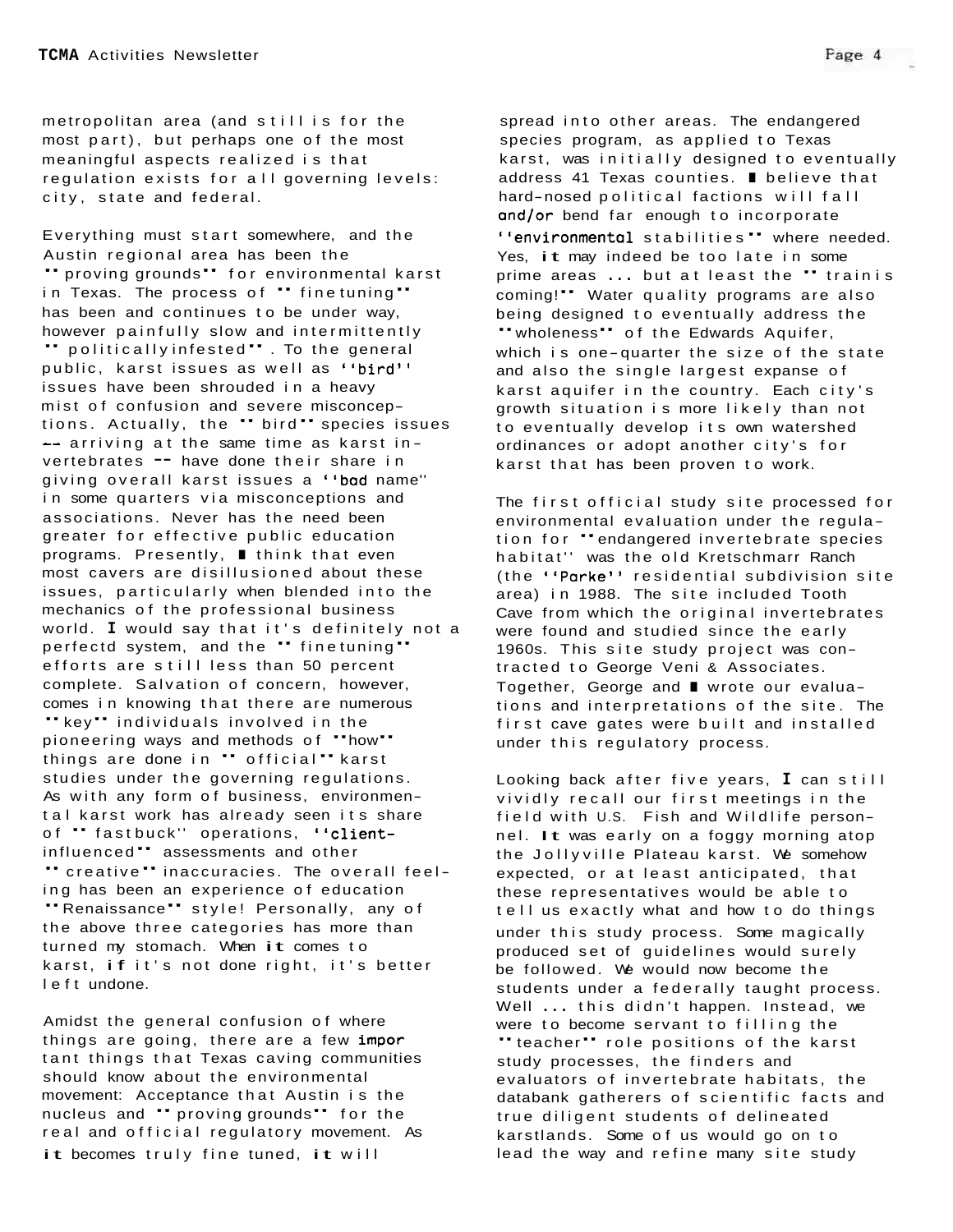metropolitan area (and still is for the most part), but perhaps one of the most meaningful aspects realized is that regulation exists for all governing levels: city, state and federal.

Everything must start somewhere, and the Austin regional area has been the "proving grounds" for environmental karst in Texas. The process of "fine tuning" has been and continues to be under way, however painfully slow and intermittently "politically infested". To the general public, karst issues as well as "bird" issues have been shrouded in a heavy mist of confusion and severe misconceptions. Actually, the "bird" species issues -- arriving at the same time as karst invertebrates -- have done their share in giving overall karst issues a "bad name" in some quarters via misconceptions and associations. Never has the need been greater for effective public education programs. Presently, I think that even most cavers are disillusioned about these issues, particularly when blended into the mechanics of the professional business world. I would say that it's definitely not a perfectd system, and the "fine tuning" efforts are still less than 50 percent complete. Salvation of concern, however, comes in knowing that there are numerous "key" individuals involved in the pioneering ways and methods of "how" things are done in "official" karst studies under the governing regulations. As with any form of business, environmental karst work has already seen its share of "fast buck" operations, "client-influenced" assessments and other "creative" inaccuracies. The overall feeling has been an experience of education "Renaissance" style! Personally, any of the above three categories has more than turned my stomach. When it comes to karst, if it's not done right, it's better left undone.

Amidst the general confusion of where things are going, there are a few important things that Texas caving communities should know about the environmental movement: Acceptance that Austin is the nucleus and "proving grounds" for the real and official regulatory movement. As it becomes truly fine tuned, it will spread into other areas. The endangered species program, as applied to Texas karst, was initially designed to eventually address 41 Texas counties. I believe that hard-nosed political factions will fall and/or bend far enough to incorporate "environmental stabilities" where needed. Yes, it may indeed be too late in some prime areas ... but at least the "train is coming!" Water quality programs are also being designed to eventually address the "wholeness" of the Edwards Aquifer, which is one-quarter the size of the state and also the single largest expanse of karst aquifer in the country. Each city's growth situation is more likely than not to eventually develop its own watershed ordinances or adopt another city's for karst that has been proven to work.

The first official study site processed for environmental evaluation under the regulation for "endangered invertebrate species habitat" was the old Kretschmarr Ranch (the "Parke" residential subdivision site area) in 1988. The site included Tooth Cave from which the original invertebrates were found and studied since the early 1960s. This site study project was contracted to George Veni & Associates. Together, George and I wrote our evaluations and interpretations of the site. The first cave gates were built and installed under this regulatory process.

Looking back after five years, I can still vividly recall our first meetings in the field with U.S. Fish and Wildlife personnel. It was early on a foggy morning atop the Jollyville Plateau karst. We somehow expected, or at least anticipated, that these representatives would be able to tell us exactly what and how to do things under this study process. Some magically produced set of guidelines would surely be followed. We would now become the students under a federally taught process. Well ... this didn't happen. Instead, we were to become servant to filling the "teacher" role positions of the karst study processes, the finders and evaluators of invertebrate habitats, the databank gatherers of scientific facts and true diligent students of delineated karstlands. Some of us would go on to lead the way and refine many site study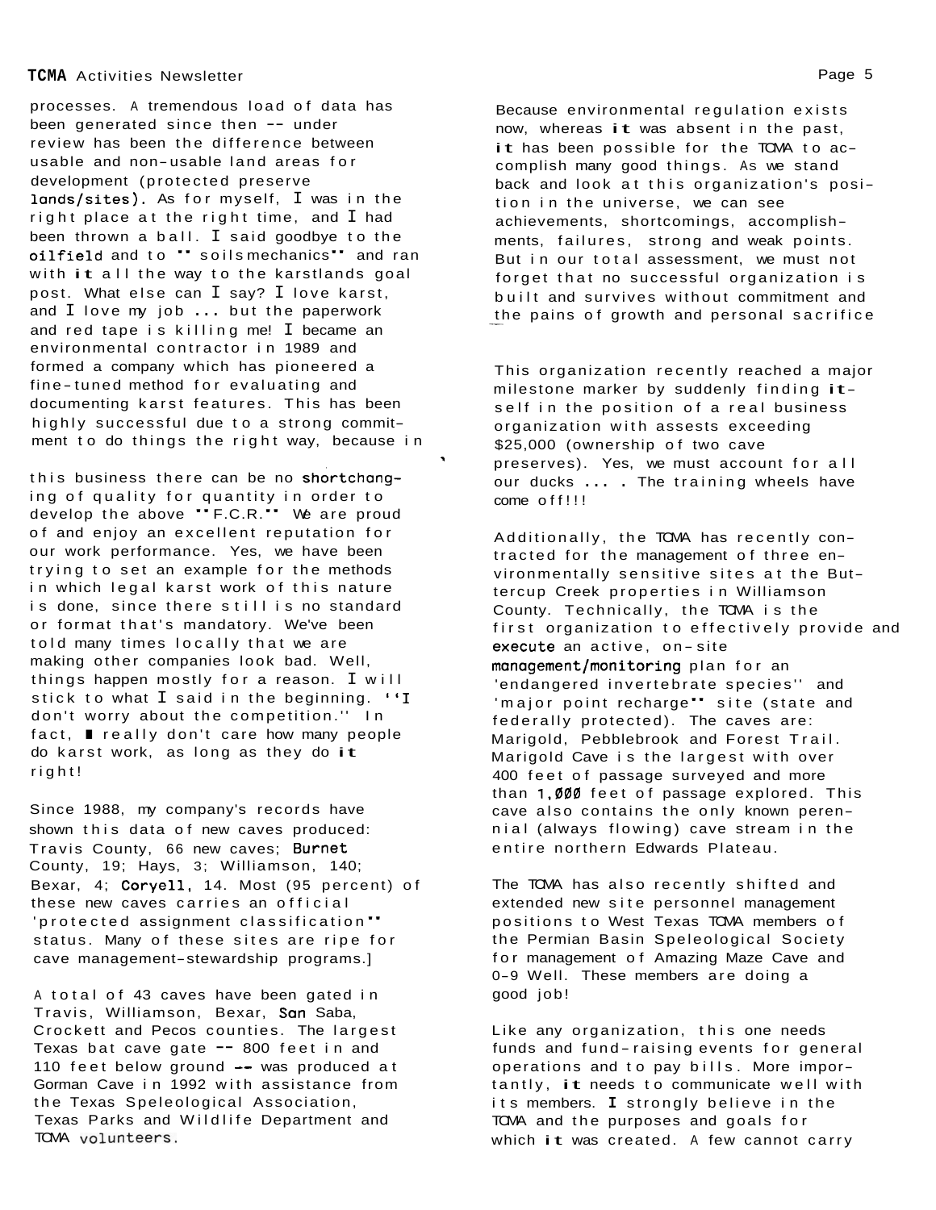processes. A tremendous load of data has been generated since then -- under review has been the difference between usable and non-usable land areas for development (protected preserve lands/sites). As for myself, I was in the right place at the right time, and I had been thrown a ball. I said goodbye to the oilfield and to "soils mechanics" and ran with it all the way to the karstlands goal post. What else can I say? I love karst, and I love my job ... but the paperwork and red tape is killing me! I became an environmental contractor in 1989 and formed a company which has pioneered a fine-tuned method for evaluating and documenting karst features. This has been highly successful due to a strong commitment to do things the right way, because in this business there can be no shortchanging of quality for quantity in order to develop the above "F.C.R." We are proud of and enjoy an excellent reputation for our work performance. Yes, we have been trying to set an example for the methods in which legal karst work of this nature is done, since there still is no standard or format that's mandatory. We've been told many times locally that we are making other companies look bad. Well, things happen mostly for a reason. I will stick to what I said in the beginning. "I don't worry about the competition." In fact, I really don't care how many people do karst work, as long as they do it right!

Since 1988, my company's records have shown this data of new caves produced: Travis County, 66 new caves; Burnet County, 19; Hays, 3; Williamson, 140; Bexar, 4; Coryell, 14. Most (95 percent) of these new caves carries an official 'protected assignment classification" status. Many of these sites are ripe for cave management-stewardship programs.]

A total of 43 caves have been gated in Travis, Williamson, Bexar, San Saba, Crockett and Pecos counties. The largest Texas bat cave gate -- 800 feet in and 110 feet below ground -- was produced at Gorman Cave in 1992 with assistance from the Texas Speleological Association, Texas Parks and Wildlife Department and TCMA volunteers.

Because environmental regulation exists now, whereas it was absent in the past, it has been possible for the TCMA to accomplish many good things. As we stand back and look at this organization's position in the universe, we can see achievements, shortcomings, accomplishments, failures, strong and weak points. But in our total assessment, we must not forget that no successful organization is built and survives without commitment and the pains of growth and personal sacrifice

This organization recently reached a major milestone marker by suddenly finding itself in the position of a real business organization with assests exceeding $25,000 (ownership of two cave preserves). Yes, we must account for all our ducks ... . The training wheels have come off!!!

Additionally, the TCMA has recently contracted for the management of three environmentally sensitive sites at the Buttercup Creek properties in Williamson County. Technically, the TCMA is the first organization to effectively provide and execute an active, on-site management/monitoring plan for an 'endangered invertebrate species'' and 'major point recharge" site (state and federally protected). The caves are: Marigold, Pebblebrook and Forest Trail. Marigold Cave is the largest with over 400 feet of passage surveyed and more than 1,000 feet of passage explored. This cave also contains the only known perennial (always flowing) cave stream in the entire northern Edwards Plateau.

The TCMA has also recently shifted and extended new site personnel management positions to West Texas TCMA members of the Permian Basin Speleological Society for management of Amazing Maze Cave and 0-9 Well. These members are doing a good job!

Like any organization, this one needs funds and fund-raising events for general operations and to pay bills. More importantly, it needs to communicate well with its members. I strongly believe in the TCMA and the purposes and goals for which it was created. A few cannot carry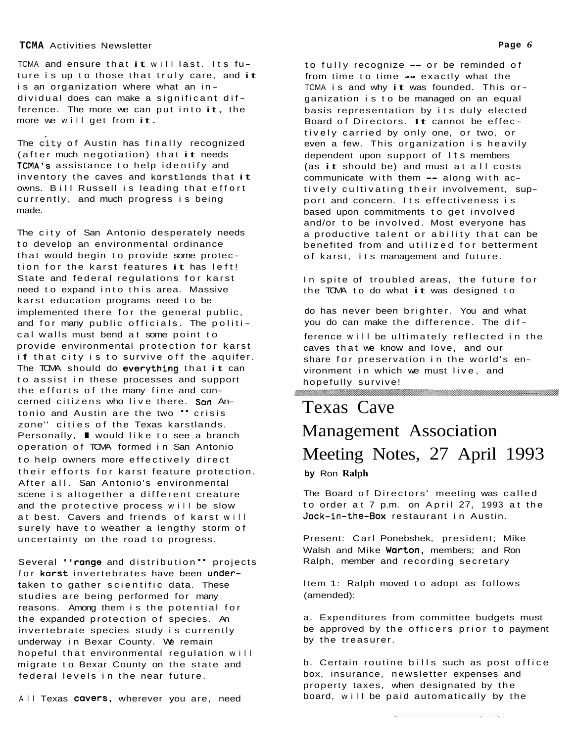TCMA and ensure that it will last. Its future is up to those that truly care, and it is an organization where what an individual does can make a significant difference. The more we can put into it, the more we will get from it.

The city of Austin has finally recognized (after much negotiation) that it needs TCMA's assistance to help identify and inventory the caves and karstlands that it owns. Bill Russell is leading that effort currently, and much progress is being made.

The city of San Antonio desperately needs to develop an environmental ordinance that would begin to provide some protection for the karst features it has left! State and federal regulations for karst need to expand into this area. Massive karst education programs need to be implemented there for the general public, and for many public officials. The political walls must bend at some point to provide environmental protection for karst if that city is to survive off the aquifer. The TCMA should do everything that it can to assist in these processes and support the efforts of the many fine and concerned citizens who live there. San Antonio and Austin are the two "crisis zone" cities of the Texas karstlands. Personally, I would like to see a branch operation of TCMA formed in San Antonio to help owners more effectively direct their efforts for karst feature protection. After all. San Antonio's environmental scene is altogether a different creature and the protective process will be slow at best. Cavers and friends of karst will surely have to weather a lengthy storm of uncertainty on the road to progress.

Several "range and distribution" projects for karst invertebrates have been undertaken to gather scientific data. These studies are being performed for many reasons. Among them is the potential for the expanded protection of species. An invertebrate species study is currently underway in Bexar County. We remain hopeful that environmental regulation will migrate to Bexar County on the state and federal levels in the near future.

All Texas cavers, wherever you are, need to fully recognize -- or be reminded of from time to time -- exactly what the TCMA is and why it was founded. This organization is to be managed on an equal basis representation by its duly elected Board of Directors. It cannot be effectively carried by only one, or two, or even a few. This organization is heavily dependent upon support of Its members (as it should be) and must at all costs communicate with them -- along with actively cultivating their involvement, support and concern. Its effectiveness is based upon commitments to get involved and/or to be involved. Most everyone has a productive talent or ability that can be benefited from and utilized for betterment of karst, its management and future.

In spite of troubled areas, the future for the TCMA to do what it was designed to do has never been brighter. You and what you do can make the difference. The difference will be ultimately reflected in the caves that we know and love, and our share for preservation in the world's environment in which we must live, and hopefully survive!

# Texas Cave Management Association Meeting Notes, 27 April 1993

**by** Ron **Ralph**

The Board of Directors' meeting was called to order at 7 p.m. on April 27, 1993 at the Jack-in-the-Box restaurant in Austin.

Present: Carl Ponebshek, president; Mike Walsh and Mike Warton, members; and Ron Ralph, member and recording secretary

Item 1: Ralph moved to adopt as follows (amended):

a. Expenditures from committee budgets must be approved by the officers prior to payment by the treasurer.

b. Certain routine bills such as post office box, insurance, newsletter expenses and property taxes, when designated by the board, will be paid automatically by the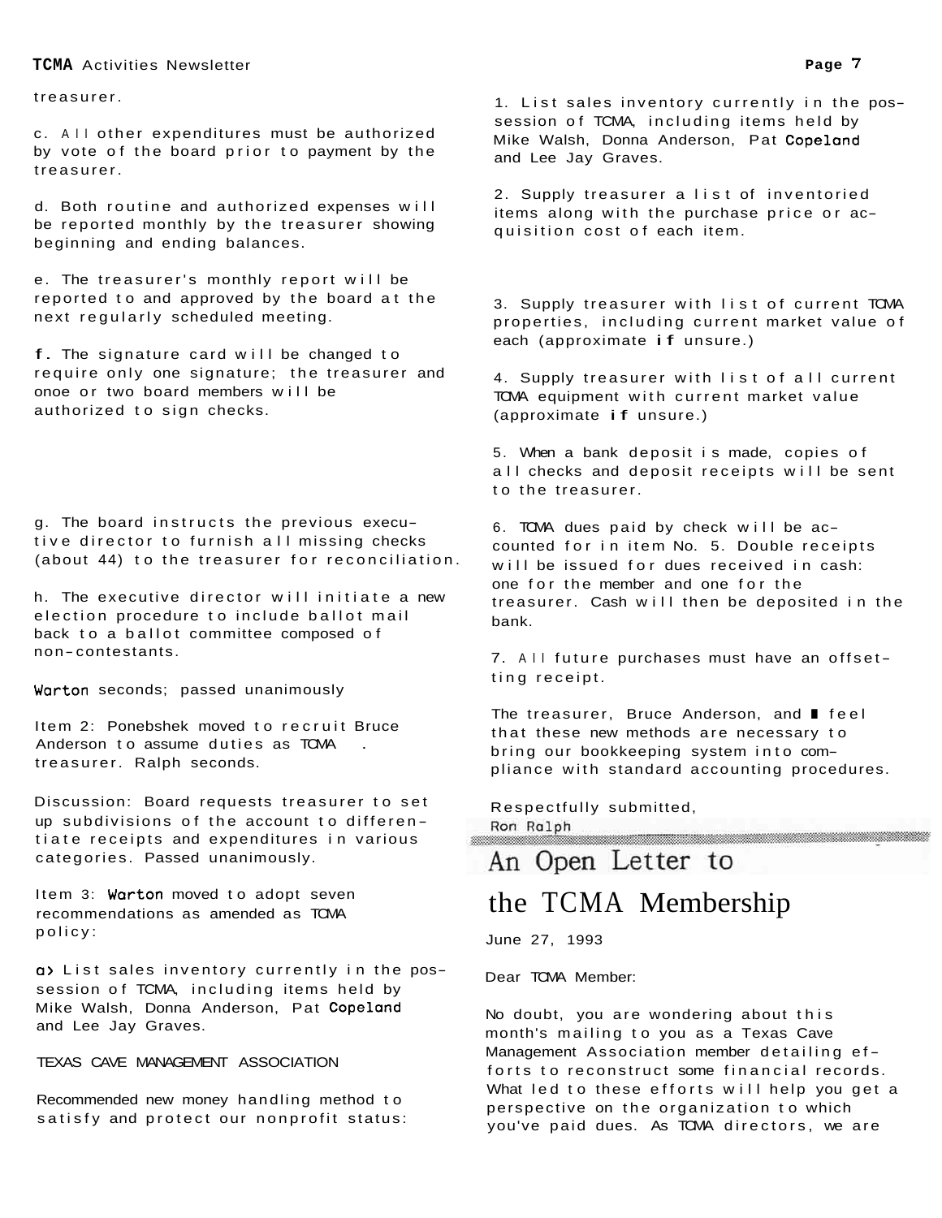treasurer.

c. All other expenditures must be authorized by vote of the board prior to payment by the treasurer.

d. Both routine and authorized expenses will be reported monthly by the treasurer showing beginning and ending balances.

e. The treasurer's monthly report will be reported to and approved by the board at the next regularly scheduled meeting.

f. The signature card will be changed to require only one signature; the treasurer and onoe or two board members will be authorized to sign checks.

g. The board instructs the previous executive director to furnish all missing checks (about 44) to the treasurer for reconciliation.

h. The executive director will initiate a new election procedure to include ballot mail back to a ballot committee composed of non-contestants.

Warton seconds; passed unanimously

Item 2: Ponebshek moved to recruit Bruce Anderson to assume duties as TCMA treasurer. Ralph seconds.

Discussion: Board requests treasurer to set up subdivisions of the account to differentiate receipts and expenditures in various categories. Passed unanimously.

Item 3: Warton moved to adopt seven recommendations as amended as TCMA policy:

a) List sales inventory currently in the possession of TCMA, including items held by Mike Walsh, Donna Anderson, Pat Copeland and Lee Jay Graves.

TEXAS CAVE MANAGEMENT ASSOCIATION

Recommended new money handling method to satisfy and protect our nonprofit status:

1. List sales inventory currently in the possession of TCMA, including items held by Mike Walsh, Donna Anderson, Pat Copeland and Lee Jay Graves.

2. Supply treasurer a list of inventoried items along with the purchase price or acquisition cost of each item.

3. Supply treasurer with list of current TCMA properties, including current market value of each (approximate if unsure.)

4. Supply treasurer with list of all current TCMA equipment with current market value (approximate if unsure.)

5. When a bank deposit is made, copies of all checks and deposit receipts will be sent to the treasurer.

6. TCMA dues paid by check will be accounted for in item No. 5. Double receipts will be issued for dues received in cash: one for the member and one for the treasurer. Cash will then be deposited in the bank.

7. All future purchases must have an offsetting receipt.

The treasurer, Bruce Anderson, and I feel that these new methods are necessary to bring our bookkeeping system into compliance with standard accounting procedures.

Respectfully submitted,
Ron Ralph

## An Open Letter to the TCMA Membership

June 27, 1993

Dear TCMA Member:

No doubt, you are wondering about this month's mailing to you as a Texas Cave Management Association member detailing efforts to reconstruct some financial records. What led to these efforts will help you get a perspective on the organization to which you've paid dues. As TCMA directors, we are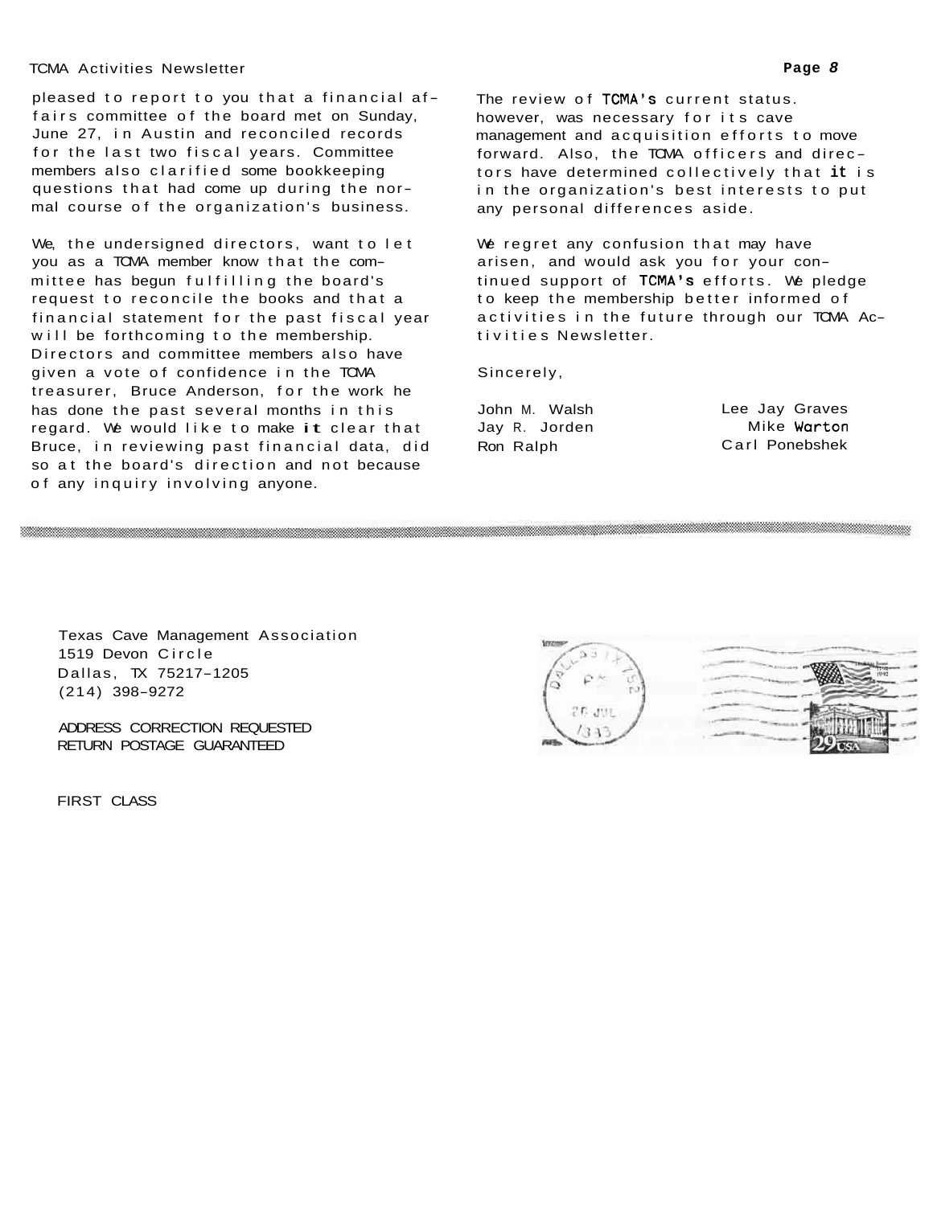pleased to report to you that a financial affairs committee of the board met on Sunday, June 27, in Austin and reconciled records for the last two fiscal years. Committee members also clarified some bookkeeping questions that had come up during the normal course of the organization's business.

We, the undersigned directors, want to let you as a TCMA member know that the committee has begun fulfilling the board's request to reconcile the books and that a financial statement for the past fiscal year will be forthcoming to the membership. Directors and committee members also have given a vote of confidence in the TCMA treasurer, Bruce Anderson, for the work he has done the past several months in this regard. We would like to make it clear that Bruce, in reviewing past financial data, did so at the board's direction and not because of any inquiry involving anyone.

The review of TCMA's current status. however, was necessary for its cave management and acquisition efforts to move forward. Also, the TCMA officers and directors have determined collectively that it is in the organization's best interests to put any personal differences aside.

We regret any confusion that may have arisen, and would ask you for your continued support of TCMA's efforts. We pledge to keep the membership better informed of activities in the future through our TCMA Activities Newsletter.

Sincerely,

John M. Walsh
Jay R. Jorden
Ron Ralph

Lee Jay Graves
Mike Warton
Carl Ponebshek

---

Texas Cave Management Association
1519 Devon Circle
Dallas, TX 75217-1205
(214) 398-9272

ADDRESS CORRECTION REQUESTED
RETURN POSTAGE GUARANTEED

FIRST CLASS